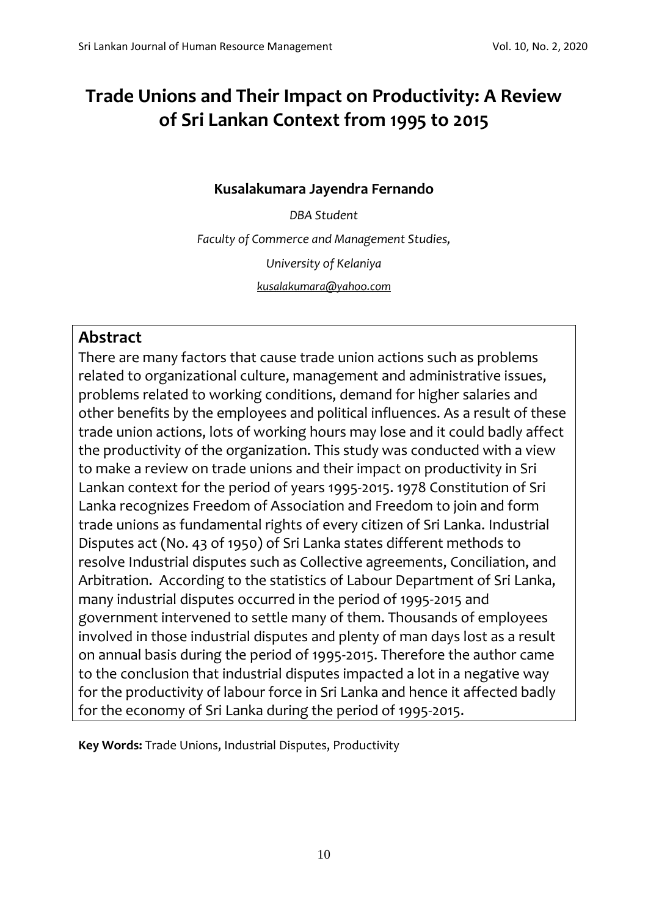# Trade Unions and Their Impact on Productivity: A Review of Sri Lankan Context from 1995 to 2015

**Kusalakumara Jayendra Fernando**

*DBA Student*

*Faculty of Commerce and Management Studies,*

*University of Kelaniya*

*kusalakumara@yahoo.com*

## Abstract

There are many factors that cause trade union actions such as problems related to organizational culture, management and administrative issues, problems related to working conditions, demand for higher salaries and other benefits by the employees and political influences. As a result of these trade union actions, lots of working hours may lose and it could badly affect the productivity of the organization. This study was conducted with a view to make a review on trade unions and their impact on productivity in Sri Lankan context for the period of years 1995-2015. 1978 Constitution of Sri Lanka recognizes Freedom of Association and Freedom to join and form trade unions as fundamental rights of every citizen of Sri Lanka. Industrial Disputes act (No. 43 of 1950) of Sri Lanka states different methods to resolve Industrial disputes such as Collective agreements, Conciliation, and Arbitration. According to the statistics of Labour Department of Sri Lanka, many industrial disputes occurred in the period of 1995-2015 and government intervened to settle many of them. Thousands of employees involved in those industrial disputes and plenty of man days lost as a result on annual basis during the period of 1995-2015. Therefore the author came to the conclusion that industrial disputes impacted a lot in a negative way for the productivity of labour force in Sri Lanka and hence it affected badly for the economy of Sri Lanka during the period of 1995-2015.

**Key Words:** Trade Unions, Industrial Disputes, Productivity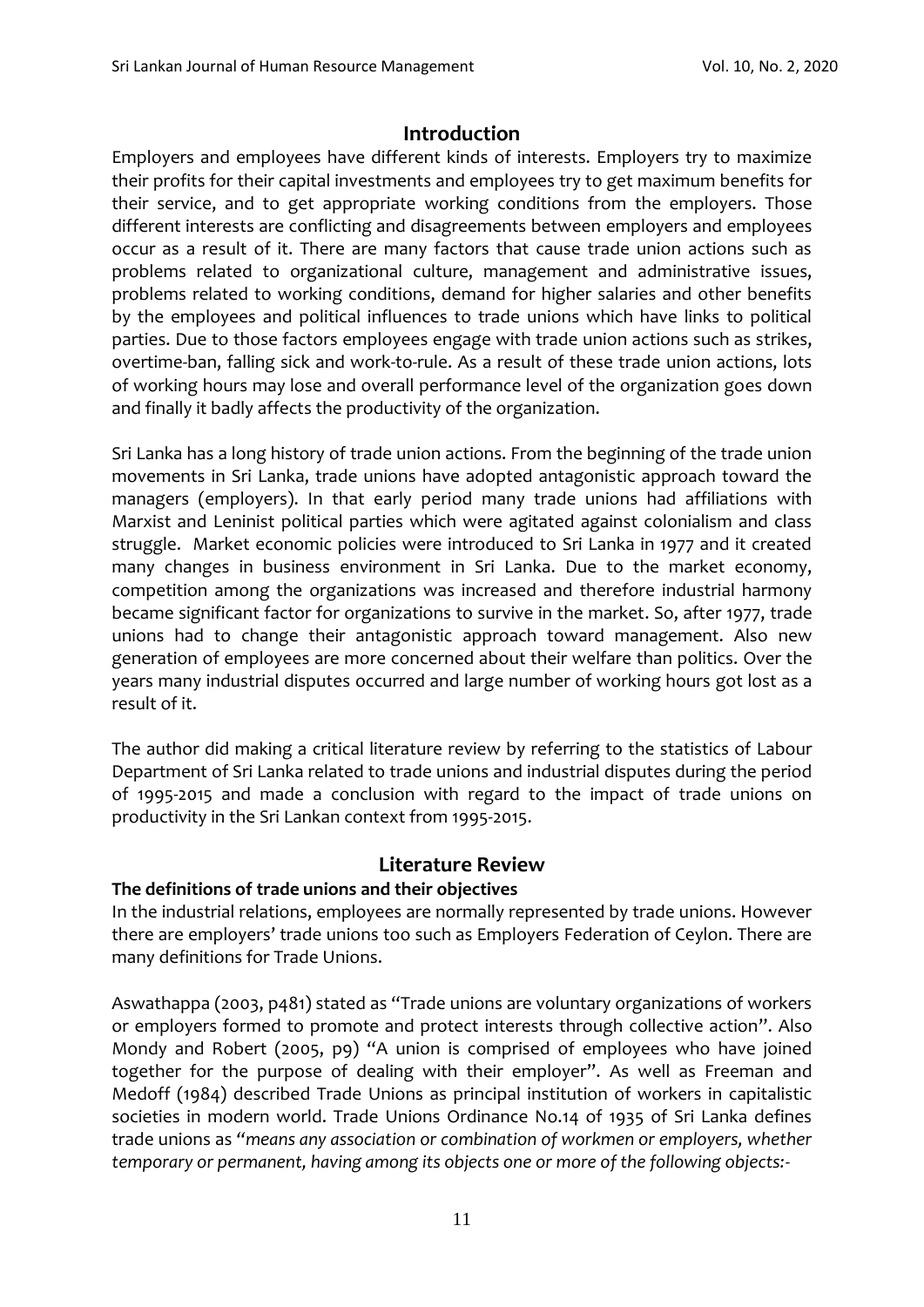## Introduction

Employers and employees have different kinds of interests. Employers try to maximize their profits for their capital investments and employees try to get maximum benefits for their service, and to get appropriate working conditions from the employers. Those different interests are conflicting and disagreements between employers and employees occur as a result of it. There are many factors that cause trade union actions such as problems related to organizational culture, management and administrative issues, problems related to working conditions, demand for higher salaries and other benefits by the employees and political influences to trade unions which have links to political parties. Due to those factors employees engage with trade union actions such as strikes, overtime-ban, falling sick and work-to-rule. As a result of these trade union actions, lots of working hours may lose and overall performance level of the organization goes down and finally it badly affects the productivity of the organization.

Sri Lanka has a long history of trade union actions. From the beginning of the trade union movements in Sri Lanka, trade unions have adopted antagonistic approach toward the managers (employers). In that early period many trade unions had affiliations with Marxist and Leninist political parties which were agitated against colonialism and class struggle. Market economic policies were introduced to Sri Lanka in 1977 and it created many changes in business environment in Sri Lanka. Due to the market economy, competition among the organizations was increased and therefore industrial harmony became significant factor for organizations to survive in the market. So, after 1977, trade unions had to change their antagonistic approach toward management. Also new generation of employees are more concerned about their welfare than politics. Over the years many industrial disputes occurred and large number of working hours got lost as a result of it.

The author did making a critical literature review by referring to the statistics of Labour Department of Sri Lanka related to trade unions and industrial disputes during the period of 1995-2015 and made a conclusion with regard to the impact of trade unions on productivity in the Sri Lankan context from 1995-2015.

## Literature Review

### The definitions of trade unions and their objectives

In the industrial relations, employees are normally represented by trade unions. However there are employers' trade unions too such as Employers Federation of Ceylon. There are many definitions for Trade Unions.

Aswathappa (2003, p481) stated as "Trade unions are voluntary organizations of workers or employers formed to promote and protect interests through collective action". Also Mondy and Robert (2005, p9) "A union is comprised of employees who have joined together for the purpose of dealing with their employer". As well as Freeman and Medoff (1984) described Trade Unions as principal institution of workers in capitalistic societies in modern world. Trade Unions Ordinance No.14 of 1935 of Sri Lanka defines trade unions as "*means any association or combination of workmen or employers, whether temporary or permanent, having among its objects one or more of the following objects:-*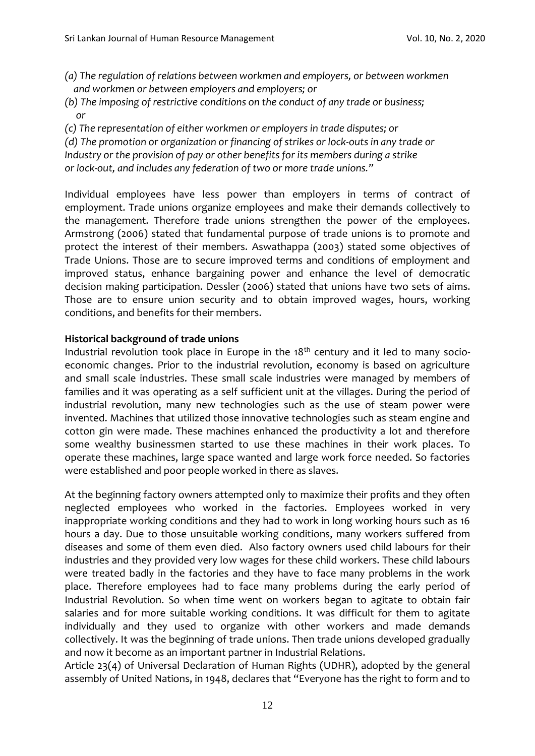*(a) The regulation of relations between workmen and employers, or between workmen and workmen or between employers and employers; or*

*(b) The imposing of restrictive conditions on the conduct of any trade or business; or*

*(c) The representation of either workmen or employers in trade disputes; or*

*(d) The promotion or organization or financing of strikes or lock-outs in any trade or Industry or the provision of pay or other benefits for its members during a strike or lock-out, and includes any federation of two or more trade unions."*

Individual employees have less power than employers in terms of contract of employment. Trade unions organize employees and make their demands collectively to the management. Therefore trade unions strengthen the power of the employees. Armstrong (2006) stated that fundamental purpose of trade unions is to promote and protect the interest of their members. Aswathappa (2003) stated some objectives of Trade Unions. Those are to secure improved terms and conditions of employment and improved status, enhance bargaining power and enhance the level of democratic decision making participation. Dessler (2006) stated that unions have two sets of aims. Those are to ensure union security and to obtain improved wages, hours, working conditions, and benefits for their members.

**Historical background of trade unions**

Industrial revolution took place in Europe in the 18th century and it led to many socio-economic changes. Prior to the industrial revolution, economy is based on agriculture and small scale industries. These small scale industries were managed by members of families and it was operating as a self sufficient unit at the villages. During the period of industrial revolution, many new technologies such as the use of steam power were invented. Machines that utilized those innovative technologies such as steam engine and cotton gin were made. These machines enhanced the productivity a lot and therefore some wealthy businessmen started to use these machines in their work places. To operate these machines, large space wanted and large work force needed. So factories were established and poor people worked in there as slaves.

At the beginning factory owners attempted only to maximize their profits and they often neglected employees who worked in the factories. Employees worked in very inappropriate working conditions and they had to work in long working hours such as 16 hours a day. Due to those unsuitable working conditions, many workers suffered from diseases and some of them even died. Also factory owners used child labours for their industries and they provided very low wages for these child workers. These child labours were treated badly in the factories and they have to face many problems in the work place. Therefore employees had to face many problems during the early period of Industrial Revolution. So when time went on workers began to agitate to obtain fair salaries and for more suitable working conditions. It was difficult for them to agitate individually and they used to organize with other workers and made demands collectively. It was the beginning of trade unions. Then trade unions developed gradually and now it become as an important partner in Industrial Relations.

Article 23(4) of Universal Declaration of Human Rights (UDHR), adopted by the general assembly of United Nations, in 1948, declares that "Everyone has the right to form and to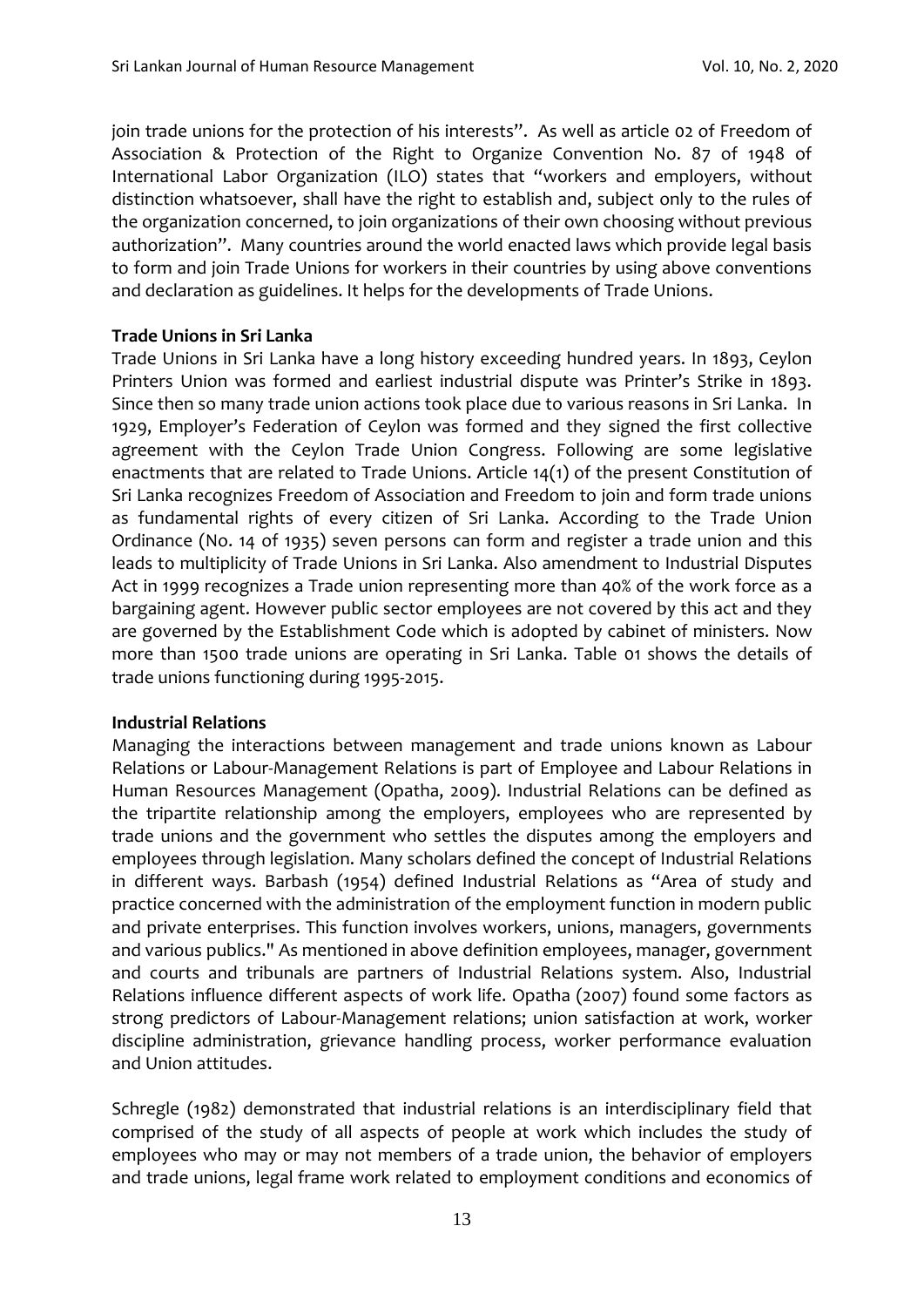join trade unions for the protection of his interests". As well as article 02 of Freedom of Association & Protection of the Right to Organize Convention No. 87 of 1948 of International Labor Organization (ILO) states that "workers and employers, without distinction whatsoever, shall have the right to establish and, subject only to the rules of the organization concerned, to join organizations of their own choosing without previous authorization". Many countries around the world enacted laws which provide legal basis to form and join Trade Unions for workers in their countries by using above conventions and declaration as guidelines. It helps for the developments of Trade Unions.

**Trade Unions in Sri Lanka**

Trade Unions in Sri Lanka have a long history exceeding hundred years. In 1893, Ceylon Printers Union was formed and earliest industrial dispute was Printer's Strike in 1893. Since then so many trade union actions took place due to various reasons in Sri Lanka. In 1929, Employer's Federation of Ceylon was formed and they signed the first collective agreement with the Ceylon Trade Union Congress. Following are some legislative enactments that are related to Trade Unions. Article 14(1) of the present Constitution of Sri Lanka recognizes Freedom of Association and Freedom to join and form trade unions as fundamental rights of every citizen of Sri Lanka. According to the Trade Union Ordinance (No. 14 of 1935) seven persons can form and register a trade union and this leads to multiplicity of Trade Unions in Sri Lanka. Also amendment to Industrial Disputes Act in 1999 recognizes a Trade union representing more than 40% of the work force as a bargaining agent. However public sector employees are not covered by this act and they are governed by the Establishment Code which is adopted by cabinet of ministers. Now more than 1500 trade unions are operating in Sri Lanka. Table 01 shows the details of trade unions functioning during 1995-2015.

**Industrial Relations**

Managing the interactions between management and trade unions known as Labour Relations or Labour-Management Relations is part of Employee and Labour Relations in Human Resources Management (Opatha, 2009). Industrial Relations can be defined as the tripartite relationship among the employers, employees who are represented by trade unions and the government who settles the disputes among the employers and employees through legislation. Many scholars defined the concept of Industrial Relations in different ways. Barbash (1954) defined Industrial Relations as "Area of study and practice concerned with the administration of the employment function in modern public and private enterprises. This function involves workers, unions, managers, governments and various publics." As mentioned in above definition employees, manager, government and courts and tribunals are partners of Industrial Relations system. Also, Industrial Relations influence different aspects of work life. Opatha (2007) found some factors as strong predictors of Labour-Management relations; union satisfaction at work, worker discipline administration, grievance handling process, worker performance evaluation and Union attitudes.

Schregle (1982) demonstrated that industrial relations is an interdisciplinary field that comprised of the study of all aspects of people at work which includes the study of employees who may or may not members of a trade union, the behavior of employers and trade unions, legal frame work related to employment conditions and economics of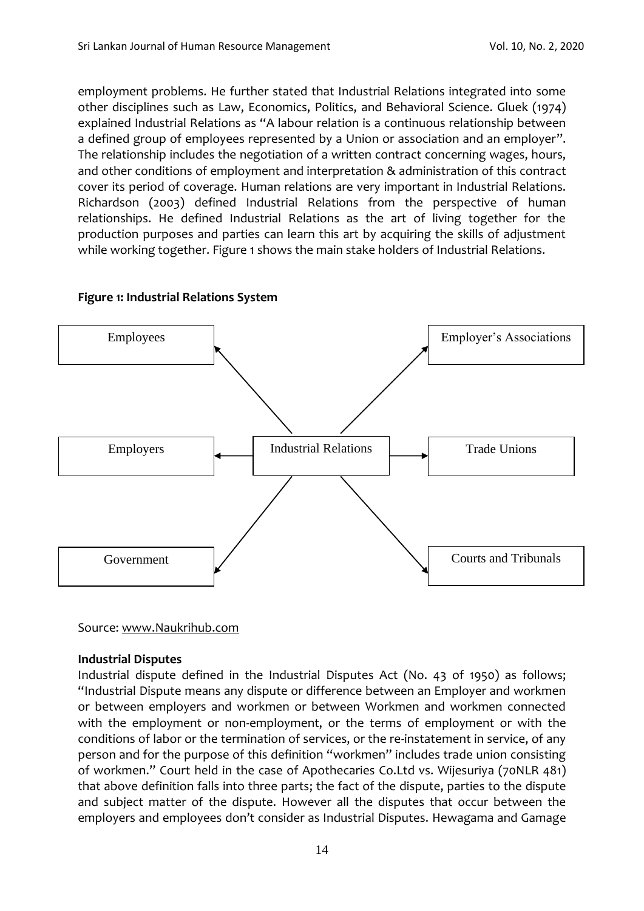employment problems. He further stated that Industrial Relations integrated into some other disciplines such as Law, Economics, Politics, and Behavioral Science. Gluek (1974) explained Industrial Relations as "A labour relation is a continuous relationship between a defined group of employees represented by a Union or association and an employer". The relationship includes the negotiation of a written contract concerning wages, hours, and other conditions of employment and interpretation & administration of this contract cover its period of coverage. Human relations are very important in Industrial Relations. Richardson (2003) defined Industrial Relations from the perspective of human relationships. He defined Industrial Relations as the art of living together for the production purposes and parties can learn this art by acquiring the skills of adjustment while working together. Figure 1 shows the main stake holders of Industrial Relations.

**Figure 1: Industrial Relations System**

Industrial Relations → Employees; Employer's Associations; Employers; Trade Unions; Government; Courts and Tribunals

Source: www.Naukrihub.com

**Industrial Disputes**

Industrial dispute defined in the Industrial Disputes Act (No. 43 of 1950) as follows; "Industrial Dispute means any dispute or difference between an Employer and workmen or between employers and workmen or between Workmen and workmen connected with the employment or non-employment, or the terms of employment or with the conditions of labor or the termination of services, or the re-instatement in service, of any person and for the purpose of this definition "workmen" includes trade union consisting of workmen." Court held in the case of Apothecaries Co.Ltd vs. Wijesuriya (70NLR 481) that above definition falls into three parts; the fact of the dispute, parties to the dispute and subject matter of the dispute. However all the disputes that occur between the employers and employees don't consider as Industrial Disputes. Hewagama and Gamage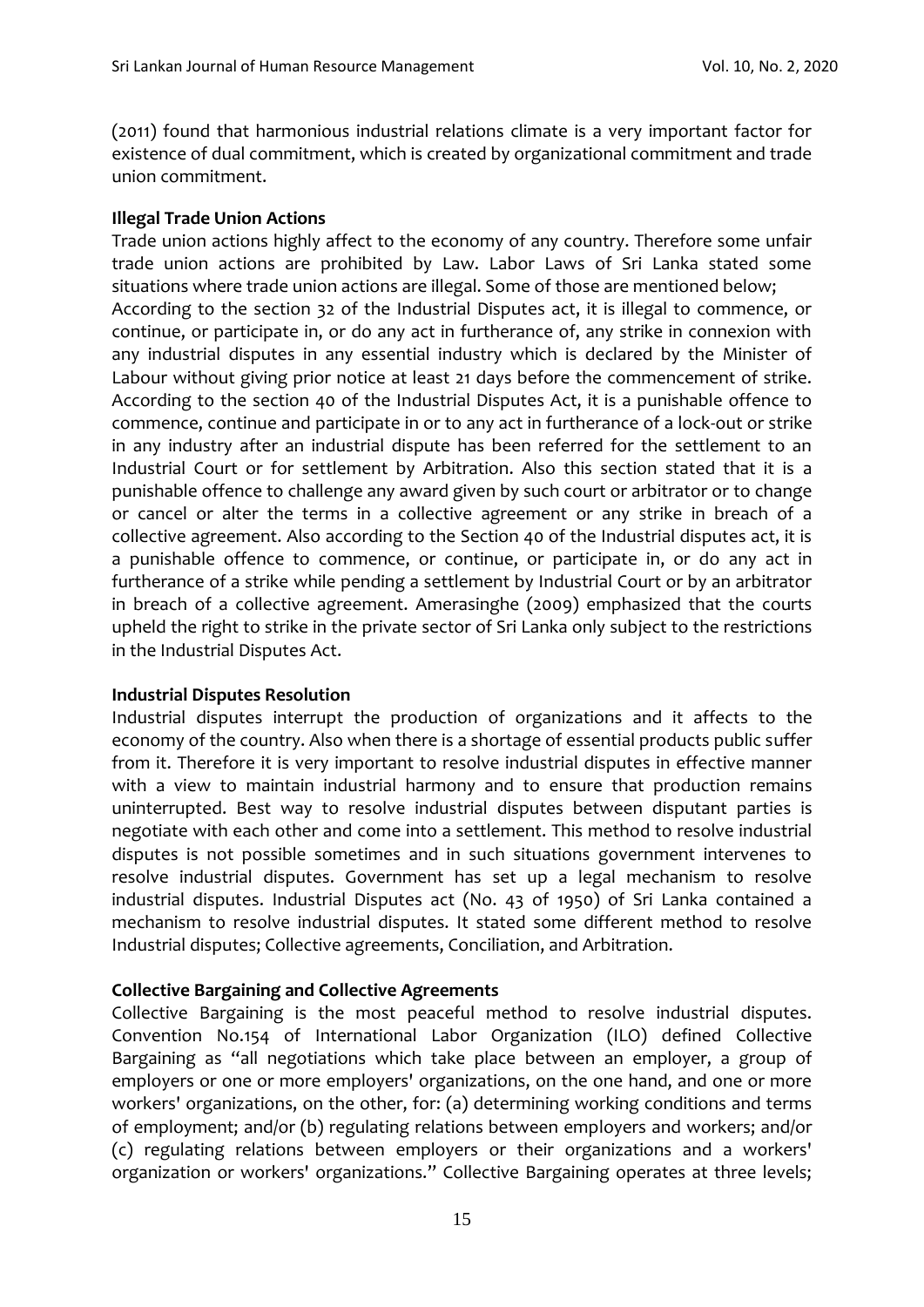(2011) found that harmonious industrial relations climate is a very important factor for existence of dual commitment, which is created by organizational commitment and trade union commitment.

**Illegal Trade Union Actions**

Trade union actions highly affect to the economy of any country. Therefore some unfair trade union actions are prohibited by Law. Labor Laws of Sri Lanka stated some situations where trade union actions are illegal. Some of those are mentioned below;

According to the section 32 of the Industrial Disputes act, it is illegal to commence, or continue, or participate in, or do any act in furtherance of, any strike in connexion with any industrial disputes in any essential industry which is declared by the Minister of Labour without giving prior notice at least 21 days before the commencement of strike. According to the section 40 of the Industrial Disputes Act, it is a punishable offence to commence, continue and participate in or to any act in furtherance of a lock-out or strike in any industry after an industrial dispute has been referred for the settlement to an Industrial Court or for settlement by Arbitration. Also this section stated that it is a punishable offence to challenge any award given by such court or arbitrator or to change or cancel or alter the terms in a collective agreement or any strike in breach of a collective agreement. Also according to the Section 40 of the Industrial disputes act, it is a punishable offence to commence, or continue, or participate in, or do any act in furtherance of a strike while pending a settlement by Industrial Court or by an arbitrator in breach of a collective agreement. Amerasinghe (2009) emphasized that the courts upheld the right to strike in the private sector of Sri Lanka only subject to the restrictions in the Industrial Disputes Act.

**Industrial Disputes Resolution**

Industrial disputes interrupt the production of organizations and it affects to the economy of the country. Also when there is a shortage of essential products public suffer from it. Therefore it is very important to resolve industrial disputes in effective manner with a view to maintain industrial harmony and to ensure that production remains uninterrupted. Best way to resolve industrial disputes between disputant parties is negotiate with each other and come into a settlement. This method to resolve industrial disputes is not possible sometimes and in such situations government intervenes to resolve industrial disputes. Government has set up a legal mechanism to resolve industrial disputes. Industrial Disputes act (No. 43 of 1950) of Sri Lanka contained a mechanism to resolve industrial disputes. It stated some different method to resolve Industrial disputes; Collective agreements, Conciliation, and Arbitration.

**Collective Bargaining and Collective Agreements**

Collective Bargaining is the most peaceful method to resolve industrial disputes. Convention No.154 of International Labor Organization (ILO) defined Collective Bargaining as "all negotiations which take place between an employer, a group of employers or one or more employers' organizations, on the one hand, and one or more workers' organizations, on the other, for: (a) determining working conditions and terms of employment; and/or (b) regulating relations between employers and workers; and/or (c) regulating relations between employers or their organizations and a workers' organization or workers' organizations." Collective Bargaining operates at three levels;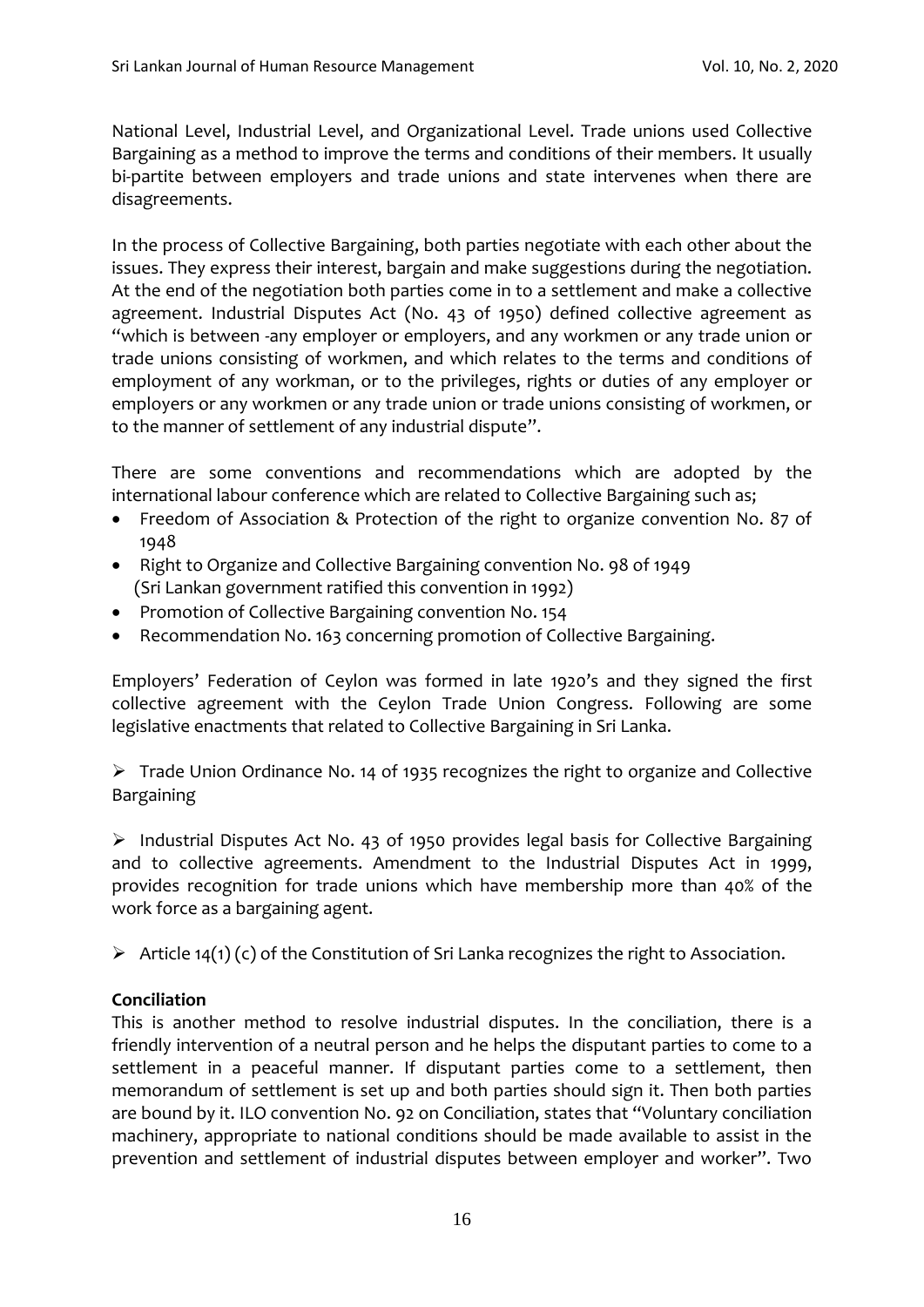National Level, Industrial Level, and Organizational Level. Trade unions used Collective Bargaining as a method to improve the terms and conditions of their members. It usually bi-partite between employers and trade unions and state intervenes when there are disagreements.

In the process of Collective Bargaining, both parties negotiate with each other about the issues. They express their interest, bargain and make suggestions during the negotiation. At the end of the negotiation both parties come in to a settlement and make a collective agreement. Industrial Disputes Act (No. 43 of 1950) defined collective agreement as "which is between -any employer or employers, and any workmen or any trade union or trade unions consisting of workmen, and which relates to the terms and conditions of employment of any workman, or to the privileges, rights or duties of any employer or employers or any workmen or any trade union or trade unions consisting of workmen, or to the manner of settlement of any industrial dispute".

There are some conventions and recommendations which are adopted by the international labour conference which are related to Collective Bargaining such as;

- Freedom of Association & Protection of the right to organize convention No. 87 of 1948
- Right to Organize and Collective Bargaining convention No. 98 of 1949 (Sri Lankan government ratified this convention in 1992)
- Promotion of Collective Bargaining convention No. 154
- Recommendation No. 163 concerning promotion of Collective Bargaining.

Employers' Federation of Ceylon was formed in late 1920's and they signed the first collective agreement with the Ceylon Trade Union Congress. Following are some legislative enactments that related to Collective Bargaining in Sri Lanka.

- Trade Union Ordinance No. 14 of 1935 recognizes the right to organize and Collective Bargaining

- Industrial Disputes Act No. 43 of 1950 provides legal basis for Collective Bargaining and to collective agreements. Amendment to the Industrial Disputes Act in 1999, provides recognition for trade unions which have membership more than 40% of the work force as a bargaining agent.

- Article 14(1) (c) of the Constitution of Sri Lanka recognizes the right to Association.

**Conciliation**

This is another method to resolve industrial disputes. In the conciliation, there is a friendly intervention of a neutral person and he helps the disputant parties to come to a settlement in a peaceful manner. If disputant parties come to a settlement, then memorandum of settlement is set up and both parties should sign it. Then both parties are bound by it. ILO convention No. 92 on Conciliation, states that "Voluntary conciliation machinery, appropriate to national conditions should be made available to assist in the prevention and settlement of industrial disputes between employer and worker". Two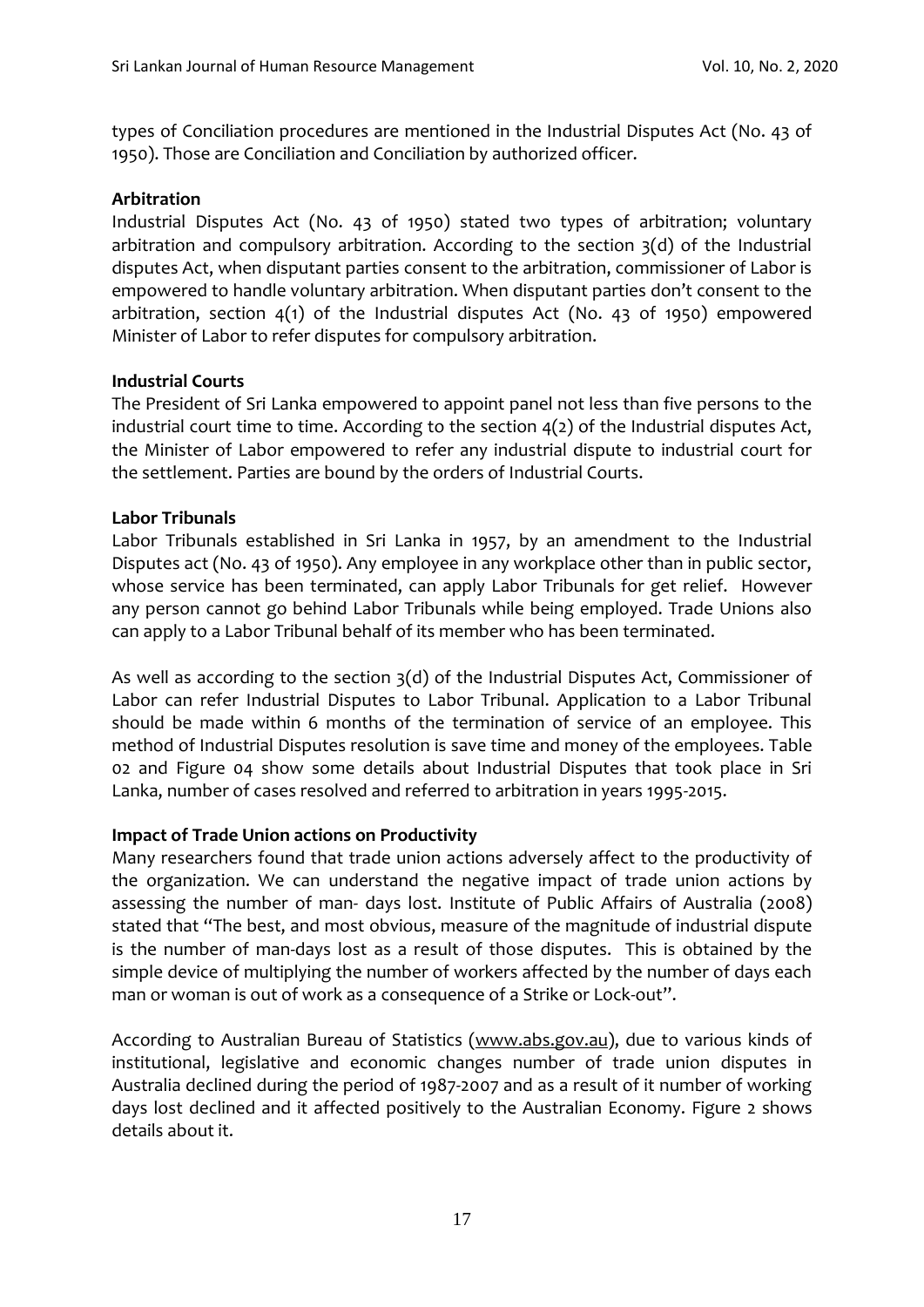types of Conciliation procedures are mentioned in the Industrial Disputes Act (No. 43 of 1950). Those are Conciliation and Conciliation by authorized officer.

**Arbitration**

Industrial Disputes Act (No. 43 of 1950) stated two types of arbitration; voluntary arbitration and compulsory arbitration. According to the section 3(d) of the Industrial disputes Act, when disputant parties consent to the arbitration, commissioner of Labor is empowered to handle voluntary arbitration. When disputant parties don't consent to the arbitration, section 4(1) of the Industrial disputes Act (No. 43 of 1950) empowered Minister of Labor to refer disputes for compulsory arbitration.

**Industrial Courts**

The President of Sri Lanka empowered to appoint panel not less than five persons to the industrial court time to time. According to the section 4(2) of the Industrial disputes Act, the Minister of Labor empowered to refer any industrial dispute to industrial court for the settlement. Parties are bound by the orders of Industrial Courts.

**Labor Tribunals**

Labor Tribunals established in Sri Lanka in 1957, by an amendment to the Industrial Disputes act (No. 43 of 1950). Any employee in any workplace other than in public sector, whose service has been terminated, can apply Labor Tribunals for get relief. However any person cannot go behind Labor Tribunals while being employed. Trade Unions also can apply to a Labor Tribunal behalf of its member who has been terminated.

As well as according to the section 3(d) of the Industrial Disputes Act, Commissioner of Labor can refer Industrial Disputes to Labor Tribunal. Application to a Labor Tribunal should be made within 6 months of the termination of service of an employee. This method of Industrial Disputes resolution is save time and money of the employees. Table 02 and Figure 04 show some details about Industrial Disputes that took place in Sri Lanka, number of cases resolved and referred to arbitration in years 1995-2015.

**Impact of Trade Union actions on Productivity**

Many researchers found that trade union actions adversely affect to the productivity of the organization. We can understand the negative impact of trade union actions by assessing the number of man- days lost. Institute of Public Affairs of Australia (2008) stated that "The best, and most obvious, measure of the magnitude of industrial dispute is the number of man-days lost as a result of those disputes. This is obtained by the simple device of multiplying the number of workers affected by the number of days each man or woman is out of work as a consequence of a Strike or Lock-out".

According to Australian Bureau of Statistics (www.abs.gov.au), due to various kinds of institutional, legislative and economic changes number of trade union disputes in Australia declined during the period of 1987-2007 and as a result of it number of working days lost declined and it affected positively to the Australian Economy. Figure 2 shows details about it.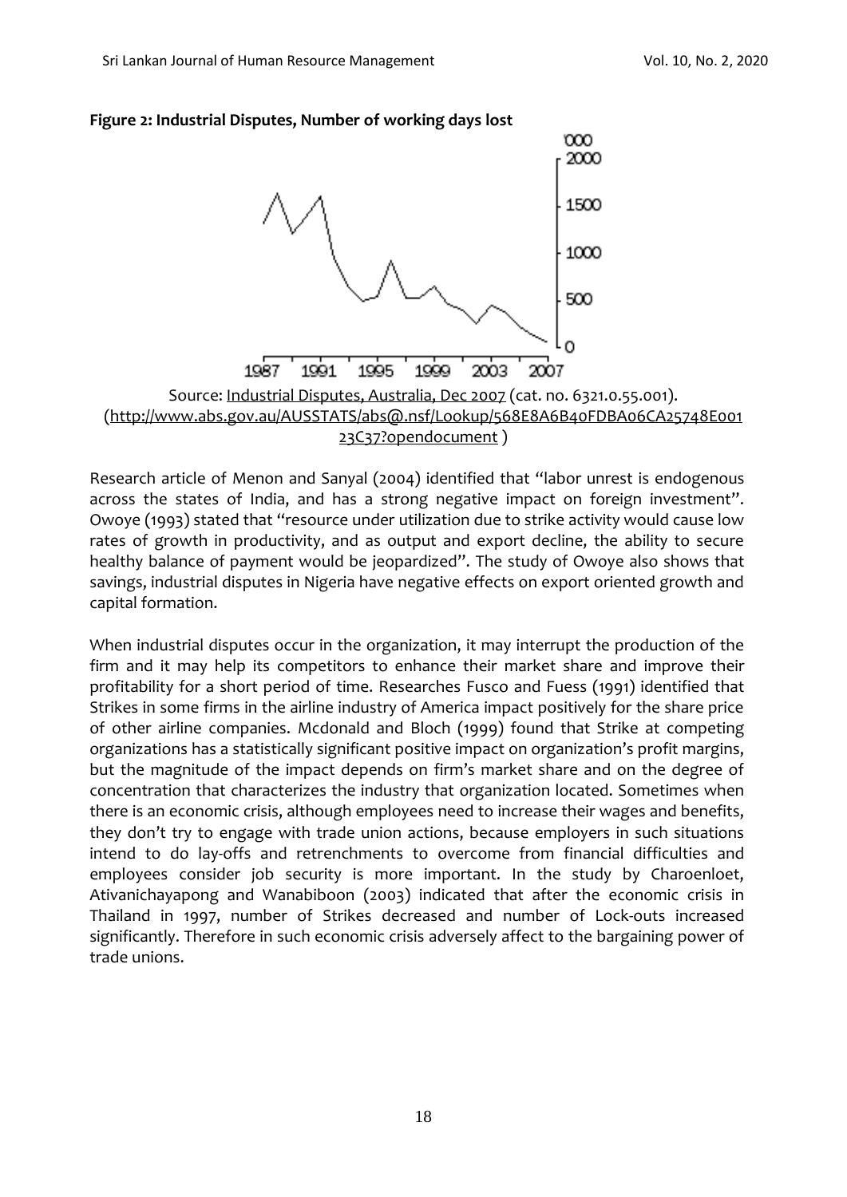**Figure 2: Industrial Disputes, Number of working days lost**

Source: Industrial Disputes, Australia, Dec 2007 (cat. no. 6321.0.55.001). (http://www.abs.gov.au/AUSSTATS/abs@.nsf/Lookup/568E8A6B40FDBA06CA25748E00123C37?opendocument )

Research article of Menon and Sanyal (2004) identified that "labor unrest is endogenous across the states of India, and has a strong negative impact on foreign investment". Owoye (1993) stated that "resource under utilization due to strike activity would cause low rates of growth in productivity, and as output and export decline, the ability to secure healthy balance of payment would be jeopardized". The study of Owoye also shows that savings, industrial disputes in Nigeria have negative effects on export oriented growth and capital formation.

When industrial disputes occur in the organization, it may interrupt the production of the firm and it may help its competitors to enhance their market share and improve their profitability for a short period of time. Researches Fusco and Fuess (1991) identified that Strikes in some firms in the airline industry of America impact positively for the share price of other airline companies. Mcdonald and Bloch (1999) found that Strike at competing organizations has a statistically significant positive impact on organization's profit margins, but the magnitude of the impact depends on firm's market share and on the degree of concentration that characterizes the industry that organization located. Sometimes when there is an economic crisis, although employees need to increase their wages and benefits, they don't try to engage with trade union actions, because employers in such situations intend to do lay-offs and retrenchments to overcome from financial difficulties and employees consider job security is more important. In the study by Charoenloet, Ativanichayapong and Wanabiboon (2003) indicated that after the economic crisis in Thailand in 1997, number of Strikes decreased and number of Lock-outs increased significantly. Therefore in such economic crisis adversely affect to the bargaining power of trade unions.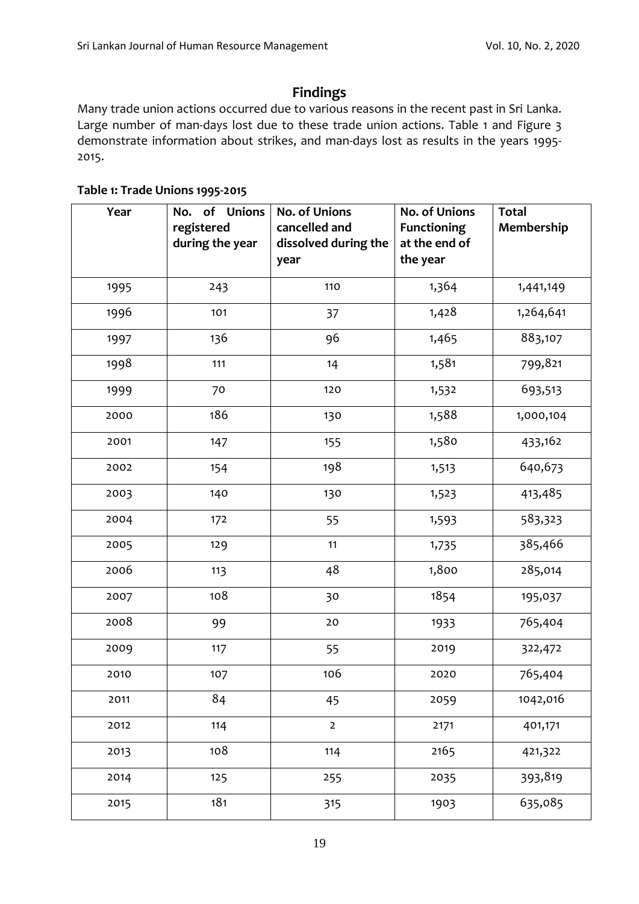## Findings

Many trade union actions occurred due to various reasons in the recent past in Sri Lanka. Large number of man-days lost due to these trade union actions. Table 1 and Figure 3 demonstrate information about strikes, and man-days lost as results in the years 1995-2015.

**Table 1: Trade Unions 1995-2015**

| Year | No. of Unions registered during the year | No. of Unions cancelled and dissolved during the year | No. of Unions Functioning at the end of the year | Total Membership |
|---|---|---|---|---|
| 1995 | 243 | 110 | 1,364 | 1,441,149 |
| 1996 | 101 | 37 | 1,428 | 1,264,641 |
| 1997 | 136 | 96 | 1,465 | 883,107 |
| 1998 | 111 | 14 | 1,581 | 799,821 |
| 1999 | 70 | 120 | 1,532 | 693,513 |
| 2000 | 186 | 130 | 1,588 | 1,000,104 |
| 2001 | 147 | 155 | 1,580 | 433,162 |
| 2002 | 154 | 198 | 1,513 | 640,673 |
| 2003 | 140 | 130 | 1,523 | 413,485 |
| 2004 | 172 | 55 | 1,593 | 583,323 |
| 2005 | 129 | 11 | 1,735 | 385,466 |
| 2006 | 113 | 48 | 1,800 | 285,014 |
| 2007 | 108 | 30 | 1854 | 195,037 |
| 2008 | 99 | 20 | 1933 | 765,404 |
| 2009 | 117 | 55 | 2019 | 322,472 |
| 2010 | 107 | 106 | 2020 | 765,404 |
| 2011 | 84 | 45 | 2059 | 1042,016 |
| 2012 | 114 | 2 | 2171 | 401,171 |
| 2013 | 108 | 114 | 2165 | 421,322 |
| 2014 | 125 | 255 | 2035 | 393,819 |
| 2015 | 181 | 315 | 1903 | 635,085 |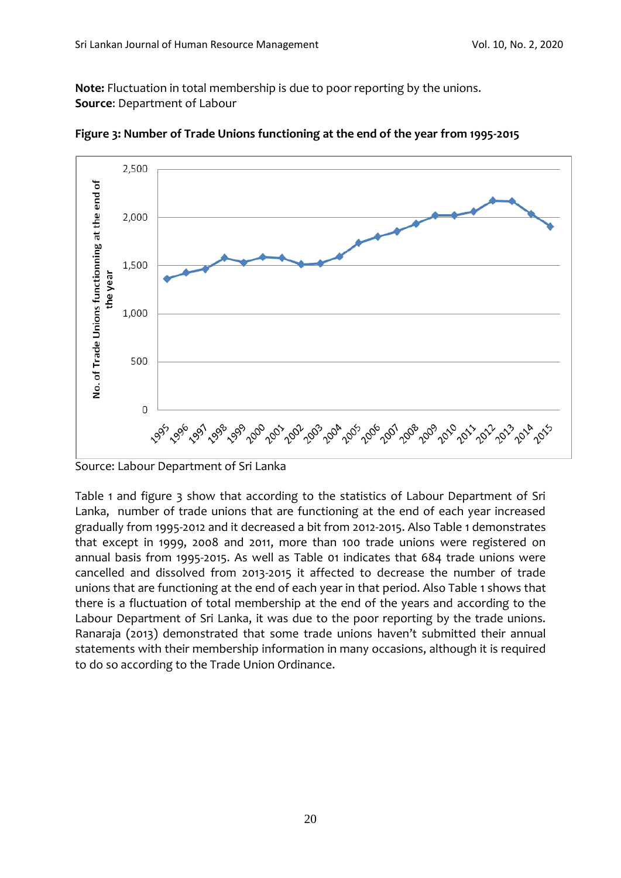**Note:** Fluctuation in total membership is due to poor reporting by the unions.
**Source**: Department of Labour

**Figure 3: Number of Trade Unions functioning at the end of the year from 1995-2015**

Source: Labour Department of Sri Lanka

Table 1 and figure 3 show that according to the statistics of Labour Department of Sri Lanka, number of trade unions that are functioning at the end of each year increased gradually from 1995-2012 and it decreased a bit from 2012-2015. Also Table 1 demonstrates that except in 1999, 2008 and 2011, more than 100 trade unions were registered on annual basis from 1995-2015. As well as Table 01 indicates that 684 trade unions were cancelled and dissolved from 2013-2015 it affected to decrease the number of trade unions that are functioning at the end of each year in that period. Also Table 1 shows that there is a fluctuation of total membership at the end of the years and according to the Labour Department of Sri Lanka, it was due to the poor reporting by the trade unions. Ranaraja (2013) demonstrated that some trade unions haven't submitted their annual statements with their membership information in many occasions, although it is required to do so according to the Trade Union Ordinance.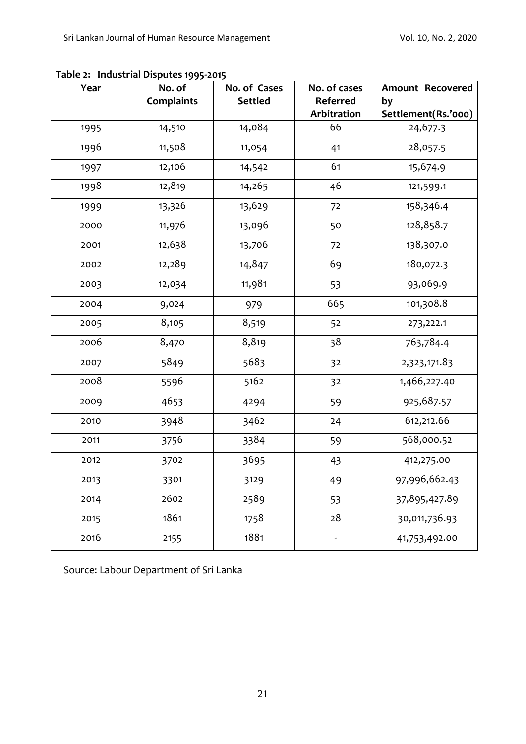**Table 2: Industrial Disputes 1995-2015**

| Year | No. of Complaints | No. of Cases Settled | No. of cases Referred Arbitration | Amount Recovered by Settlement(Rs.'000) |
|---|---|---|---|---|
| 1995 | 14,510 | 14,084 | 66 | 24,677.3 |
| 1996 | 11,508 | 11,054 | 41 | 28,057.5 |
| 1997 | 12,106 | 14,542 | 61 | 15,674.9 |
| 1998 | 12,819 | 14,265 | 46 | 121,599.1 |
| 1999 | 13,326 | 13,629 | 72 | 158,346.4 |
| 2000 | 11,976 | 13,096 | 50 | 128,858.7 |
| 2001 | 12,638 | 13,706 | 72 | 138,307.0 |
| 2002 | 12,289 | 14,847 | 69 | 180,072.3 |
| 2003 | 12,034 | 11,981 | 53 | 93,069.9 |
| 2004 | 9,024 | 979 | 665 | 101,308.8 |
| 2005 | 8,105 | 8,519 | 52 | 273,222.1 |
| 2006 | 8,470 | 8,819 | 38 | 763,784.4 |
| 2007 | 5849 | 5683 | 32 | 2,323,171.83 |
| 2008 | 5596 | 5162 | 32 | 1,466,227.40 |
| 2009 | 4653 | 4294 | 59 | 925,687.57 |
| 2010 | 3948 | 3462 | 24 | 612,212.66 |
| 2011 | 3756 | 3384 | 59 | 568,000.52 |
| 2012 | 3702 | 3695 | 43 | 412,275.00 |
| 2013 | 3301 | 3129 | 49 | 97,996,662.43 |
| 2014 | 2602 | 2589 | 53 | 37,895,427.89 |
| 2015 | 1861 | 1758 | 28 | 30,011,736.93 |
| 2016 | 2155 | 1881 | - | 41,753,492.00 |

Source: Labour Department of Sri Lanka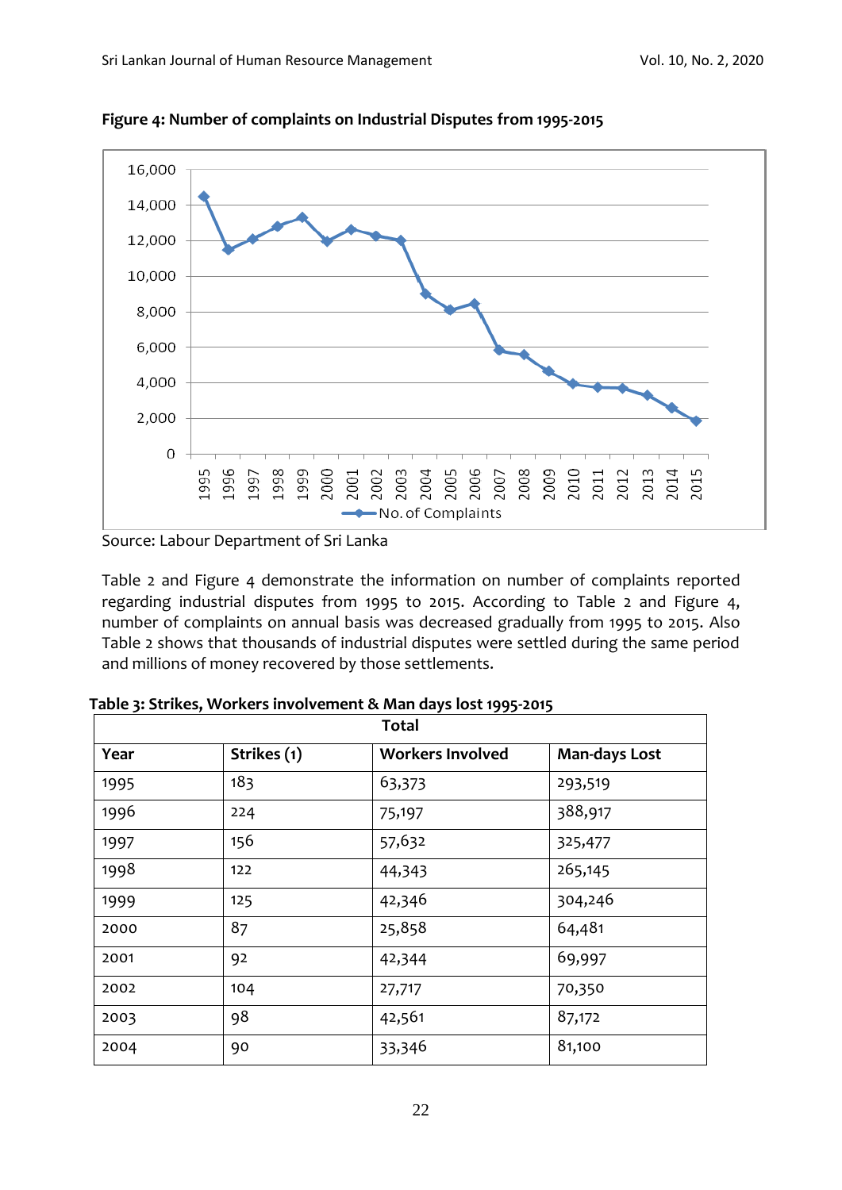**Figure 4: Number of complaints on Industrial Disputes from 1995-2015**

Source: Labour Department of Sri Lanka

Table 2 and Figure 4 demonstrate the information on number of complaints reported regarding industrial disputes from 1995 to 2015. According to Table 2 and Figure 4, number of complaints on annual basis was decreased gradually from 1995 to 2015. Also Table 2 shows that thousands of industrial disputes were settled during the same period and millions of money recovered by those settlements.

**Table 3: Strikes, Workers involvement & Man days lost 1995-2015**

| Total | | | |
|---|---|---|---|
| **Year** | **Strikes (1)** | **Workers Involved** | **Man-days Lost** |
| 1995 | 183 | 63,373 | 293,519 |
| 1996 | 224 | 75,197 | 388,917 |
| 1997 | 156 | 57,632 | 325,477 |
| 1998 | 122 | 44,343 | 265,145 |
| 1999 | 125 | 42,346 | 304,246 |
| 2000 | 87 | 25,858 | 64,481 |
| 2001 | 92 | 42,344 | 69,997 |
| 2002 | 104 | 27,717 | 70,350 |
| 2003 | 98 | 42,561 | 87,172 |
| 2004 | 90 | 33,346 | 81,100 |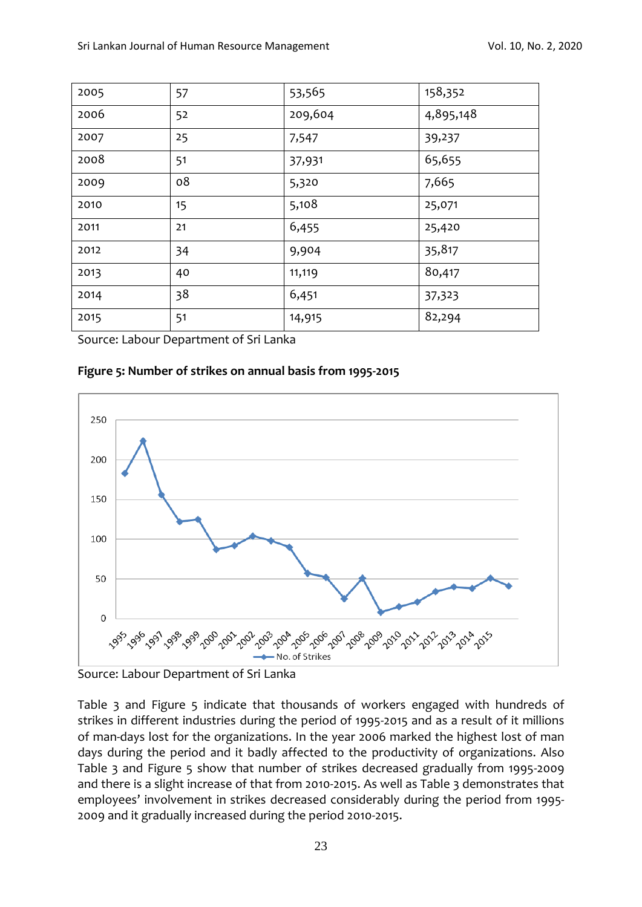| 2005 | 57 | 53,565 | 158,352 |
|---|---|---|---|
| 2006 | 52 | 209,604 | 4,895,148 |
| 2007 | 25 | 7,547 | 39,237 |
| 2008 | 51 | 37,931 | 65,655 |
| 2009 | 08 | 5,320 | 7,665 |
| 2010 | 15 | 5,108 | 25,071 |
| 2011 | 21 | 6,455 | 25,420 |
| 2012 | 34 | 9,904 | 35,817 |
| 2013 | 40 | 11,119 | 80,417 |
| 2014 | 38 | 6,451 | 37,323 |
| 2015 | 51 | 14,915 | 82,294 |

Source: Labour Department of Sri Lanka

**Figure 5: Number of strikes on annual basis from 1995-2015**

Source: Labour Department of Sri Lanka

Table 3 and Figure 5 indicate that thousands of workers engaged with hundreds of strikes in different industries during the period of 1995-2015 and as a result of it millions of man-days lost for the organizations. In the year 2006 marked the highest lost of man days during the period and it badly affected to the productivity of organizations. Also Table 3 and Figure 5 show that number of strikes decreased gradually from 1995-2009 and there is a slight increase of that from 2010-2015. As well as Table 3 demonstrates that employees' involvement in strikes decreased considerably during the period from 1995-2009 and it gradually increased during the period 2010-2015.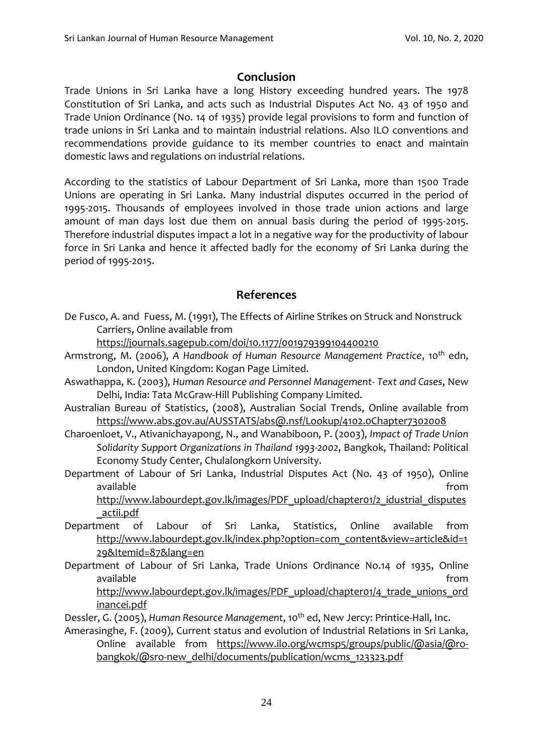## Conclusion

Trade Unions in Sri Lanka have a long History exceeding hundred years. The 1978 Constitution of Sri Lanka, and acts such as Industrial Disputes Act No. 43 of 1950 and Trade Union Ordinance (No. 14 of 1935) provide legal provisions to form and function of trade unions in Sri Lanka and to maintain industrial relations. Also ILO conventions and recommendations provide guidance to its member countries to enact and maintain domestic laws and regulations on industrial relations.

According to the statistics of Labour Department of Sri Lanka, more than 1500 Trade Unions are operating in Sri Lanka. Many industrial disputes occurred in the period of 1995-2015. Thousands of employees involved in those trade union actions and large amount of man days lost due them on annual basis during the period of 1995-2015. Therefore industrial disputes impact a lot in a negative way for the productivity of labour force in Sri Lanka and hence it affected badly for the economy of Sri Lanka during the period of 1995-2015.

## References

De Fusco, A. and Fuess, M. (1991), The Effects of Airline Strikes on Struck and Nonstruck Carriers, Online available from https://journals.sagepub.com/doi/10.1177/001979399104400210

Armstrong, M. (2006), *A Handbook of Human Resource Management Practice*, 10th edn, London, United Kingdom: Kogan Page Limited.

Aswathappa, K. (2003), *Human Resource and Personnel Management- Text and Cases*, New Delhi, India: Tata McGraw-Hill Publishing Company Limited.

Australian Bureau of Statistics, (2008), Australian Social Trends, Online available from https://www.abs.gov.au/AUSSTATS/abs@.nsf/Lookup/4102.0Chapter7302008

Charoenloet, V., Ativanichayapong, N., and Wanabiboon, P. (2003), *Impact of Trade Union Solidarity Support Organizations in Thailand 1993-2002*, Bangkok, Thailand: Political Economy Study Center, Chulalongkorn University.

Department of Labour of Sri Lanka, Industrial Disputes Act (No. 43 of 1950), Online available from http://www.labourdept.gov.lk/images/PDF_upload/chapter01/2_idustrial_disputes_actii.pdf

Department of Labour of Sri Lanka, Statistics, Online available from http://www.labourdept.gov.lk/index.php?option=com_content&view=article&id=129&Itemid=87&lang=en

Department of Labour of Sri Lanka, Trade Unions Ordinance No.14 of 1935, Online available from http://www.labourdept.gov.lk/images/PDF_upload/chapter01/4_trade_unions_ordinancei.pdf

Dessler, G. (2005), *Human Resource Management*, 10th ed, New Jercy: Printice-Hall, Inc.

Amerasinghe, F. (2009), Current status and evolution of Industrial Relations in Sri Lanka, Online available from https://www.ilo.org/wcmsp5/groups/public/@asia/@ro-bangkok/@sro-new_delhi/documents/publication/wcms_123323.pdf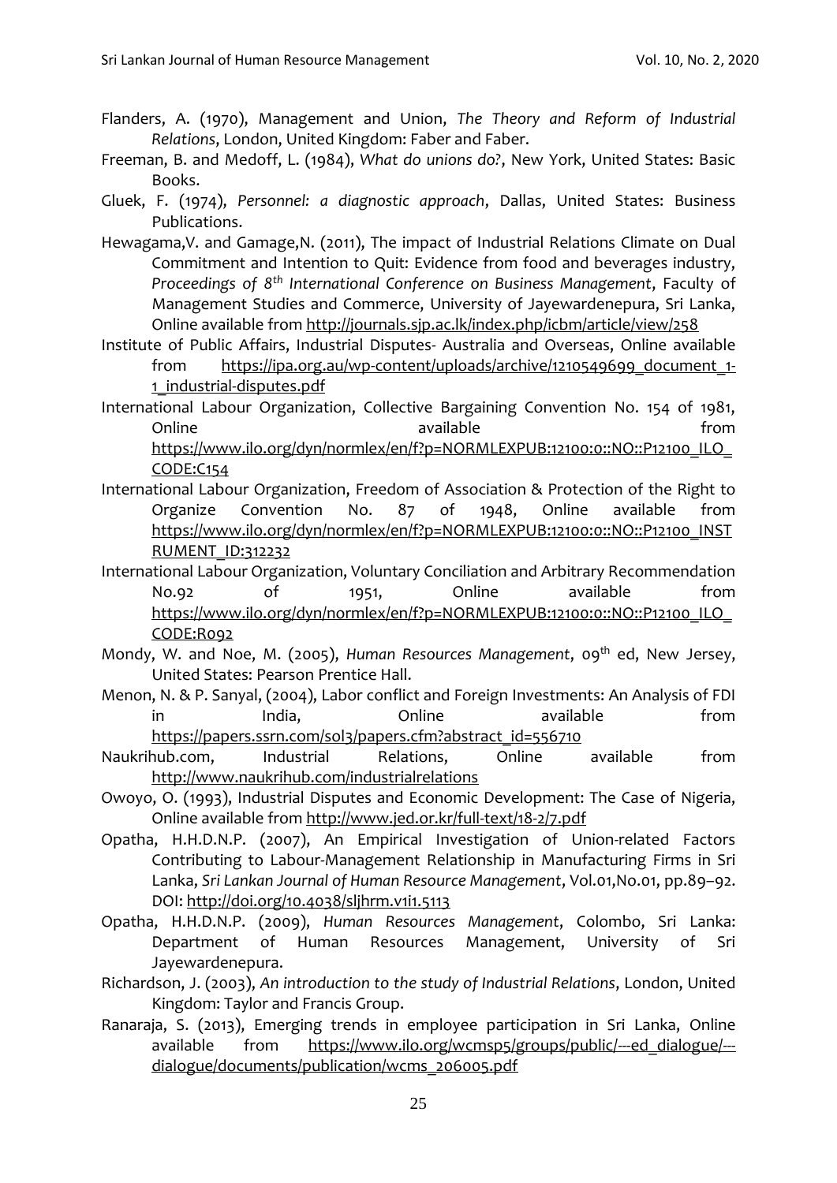Flanders, A. (1970), Management and Union, *The Theory and Reform of Industrial Relations*, London, United Kingdom: Faber and Faber.

Freeman, B. and Medoff, L. (1984), *What do unions do?*, New York, United States: Basic Books.

Gluek, F. (1974), *Personnel: a diagnostic approach*, Dallas, United States: Business Publications.

Hewagama,V. and Gamage,N. (2011), The impact of Industrial Relations Climate on Dual Commitment and Intention to Quit: Evidence from food and beverages industry, *Proceedings of 8th International Conference on Business Management*, Faculty of Management Studies and Commerce, University of Jayewardenepura, Sri Lanka, Online available from http://journals.sjp.ac.lk/index.php/icbm/article/view/258

Institute of Public Affairs, Industrial Disputes- Australia and Overseas, Online available from https://ipa.org.au/wp-content/uploads/archive/1210549699_document_1-1_industrial-disputes.pdf

International Labour Organization, Collective Bargaining Convention No. 154 of 1981, Online available from https://www.ilo.org/dyn/normlex/en/f?p=NORMLEXPUB:12100:0::NO::P12100_ILO_CODE:C154

International Labour Organization, Freedom of Association & Protection of the Right to Organize Convention No. 87 of 1948, Online available from https://www.ilo.org/dyn/normlex/en/f?p=NORMLEXPUB:12100:0::NO::P12100_INSTRUMENT_ID:312232

International Labour Organization, Voluntary Conciliation and Arbitrary Recommendation No.92 of 1951, Online available from https://www.ilo.org/dyn/normlex/en/f?p=NORMLEXPUB:12100:0::NO::P12100_ILO_CODE:R092

Mondy, W. and Noe, M. (2005), *Human Resources Management*, 09th ed, New Jersey, United States: Pearson Prentice Hall.

Menon, N. & P. Sanyal, (2004), Labor conflict and Foreign Investments: An Analysis of FDI in India, Online available from https://papers.ssrn.com/sol3/papers.cfm?abstract_id=556710

Naukrihub.com, Industrial Relations, Online available from http://www.naukrihub.com/industrialrelations

Owoyo, O. (1993), Industrial Disputes and Economic Development: The Case of Nigeria, Online available from http://www.jed.or.kr/full-text/18-2/7.pdf

Opatha, H.H.D.N.P. (2007), An Empirical Investigation of Union-related Factors Contributing to Labour-Management Relationship in Manufacturing Firms in Sri Lanka, *Sri Lankan Journal of Human Resource Management*, Vol.01,No.01, pp.89–92. DOI: http://doi.org/10.4038/sljhrm.v1i1.5113

Opatha, H.H.D.N.P. (2009), *Human Resources Management*, Colombo, Sri Lanka: Department of Human Resources Management, University of Sri Jayewardenepura.

Richardson, J. (2003), *An introduction to the study of Industrial Relations*, London, United Kingdom: Taylor and Francis Group.

Ranaraja, S. (2013), Emerging trends in employee participation in Sri Lanka, Online available from https://www.ilo.org/wcmsp5/groups/public/---ed_dialogue/---dialogue/documents/publication/wcms_206005.pdf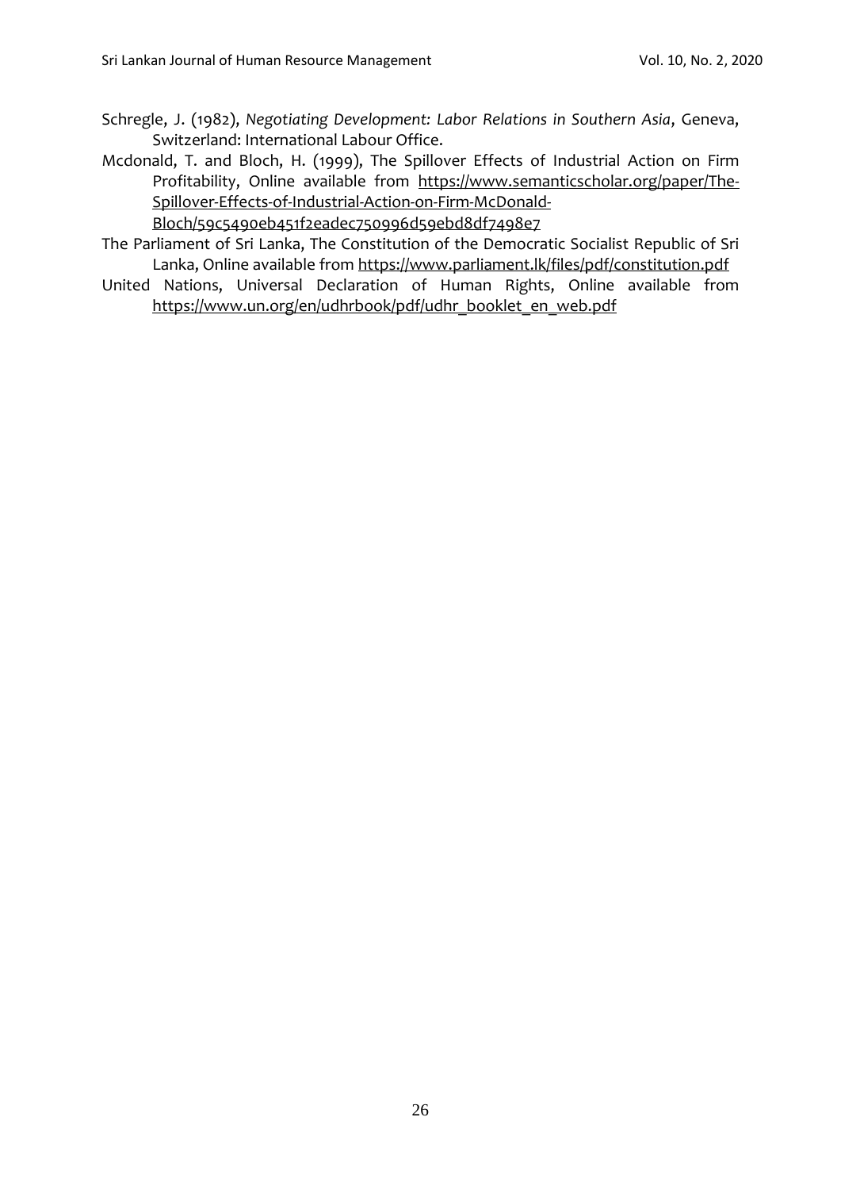Schregle, J. (1982), *Negotiating Development: Labor Relations in Southern Asia*, Geneva, Switzerland: International Labour Office.

Mcdonald, T. and Bloch, H. (1999), The Spillover Effects of Industrial Action on Firm Profitability, Online available from https://www.semanticscholar.org/paper/The-Spillover-Effects-of-Industrial-Action-on-Firm-McDonald-Bloch/59c5490eb451f2eadec750996d59ebd8df7498e7

The Parliament of Sri Lanka, The Constitution of the Democratic Socialist Republic of Sri Lanka, Online available from https://www.parliament.lk/files/pdf/constitution.pdf

United Nations, Universal Declaration of Human Rights, Online available from https://www.un.org/en/udhrbook/pdf/udhr_booklet_en_web.pdf